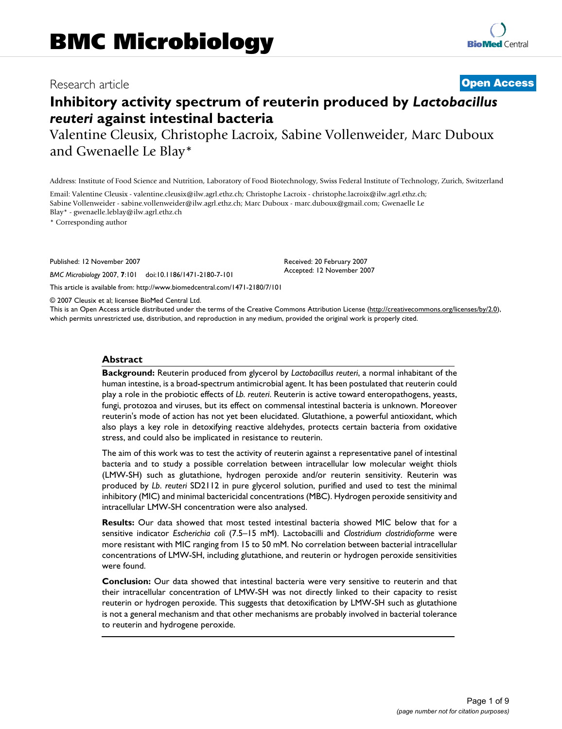# BMC Microbiology

Research article

**Open Access**

# Inhibitory activity spectrum of reuterin produced by *Lactobacillus reuteri* against intestinal bacteria

Valentine Cleusix, Christophe Lacroix, Sabine Vollenweider, Marc Duboux and Gwenaelle Le Blay*

Address: Institute of Food Science and Nutrition, Laboratory of Food Biotechnology, Swiss Federal Institute of Technology, Zurich, Switzerland

Email: Valentine Cleusix - valentine.cleusix@ilw.agrl.ethz.ch; Christophe Lacroix - christophe.lacroix@ilw.agrl.ethz.ch; Sabine Vollenweider - sabine.vollenweider@ilw.agrl.ethz.ch; Marc Duboux - marc.duboux@gmail.com; Gwenaelle Le Blay* - gwenaelle.leblay@ilw.agrl.ethz.ch

\* Corresponding author

Published: 12 November 2007

*BMC Microbiology* 2007, **7**:101 doi:10.1186/1471-2180-7-101

Received: 20 February 2007
Accepted: 12 November 2007

This article is available from: http://www.biomedcentral.com/1471-2180/7/101

© 2007 Cleusix et al; licensee BioMed Central Ltd.

This is an Open Access article distributed under the terms of the Creative Commons Attribution License (http://creativecommons.org/licenses/by/2.0), which permits unrestricted use, distribution, and reproduction in any medium, provided the original work is properly cited.

## Abstract

**Background:** Reuterin produced from glycerol by *Lactobacillus reuteri*, a normal inhabitant of the human intestine, is a broad-spectrum antimicrobial agent. It has been postulated that reuterin could play a role in the probiotic effects of *Lb. reuteri*. Reuterin is active toward enteropathogens, yeasts, fungi, protozoa and viruses, but its effect on commensal intestinal bacteria is unknown. Moreover reuterin's mode of action has not yet been elucidated. Glutathione, a powerful antioxidant, which also plays a key role in detoxifying reactive aldehydes, protects certain bacteria from oxidative stress, and could also be implicated in resistance to reuterin.

The aim of this work was to test the activity of reuterin against a representative panel of intestinal bacteria and to study a possible correlation between intracellular low molecular weight thiols (LMW-SH) such as glutathione, hydrogen peroxide and/or reuterin sensitivity. Reuterin was produced by *Lb. reuteri* SD2112 in pure glycerol solution, purified and used to test the minimal inhibitory (MIC) and minimal bactericidal concentrations (MBC). Hydrogen peroxide sensitivity and intracellular LMW-SH concentration were also analysed.

**Results:** Our data showed that most tested intestinal bacteria showed MIC below that for a sensitive indicator *Escherichia coli* (7.5–15 mM). Lactobacilli and *Clostridium clostridioforme* were more resistant with MIC ranging from 15 to 50 mM. No correlation between bacterial intracellular concentrations of LMW-SH, including glutathione, and reuterin or hydrogen peroxide sensitivities were found.

**Conclusion:** Our data showed that intestinal bacteria were very sensitive to reuterin and that their intracellular concentration of LMW-SH was not directly linked to their capacity to resist reuterin or hydrogen peroxide. This suggests that detoxification by LMW-SH such as glutathione is not a general mechanism and that other mechanisms are probably involved in bacterial tolerance to reuterin and hydrogene peroxide.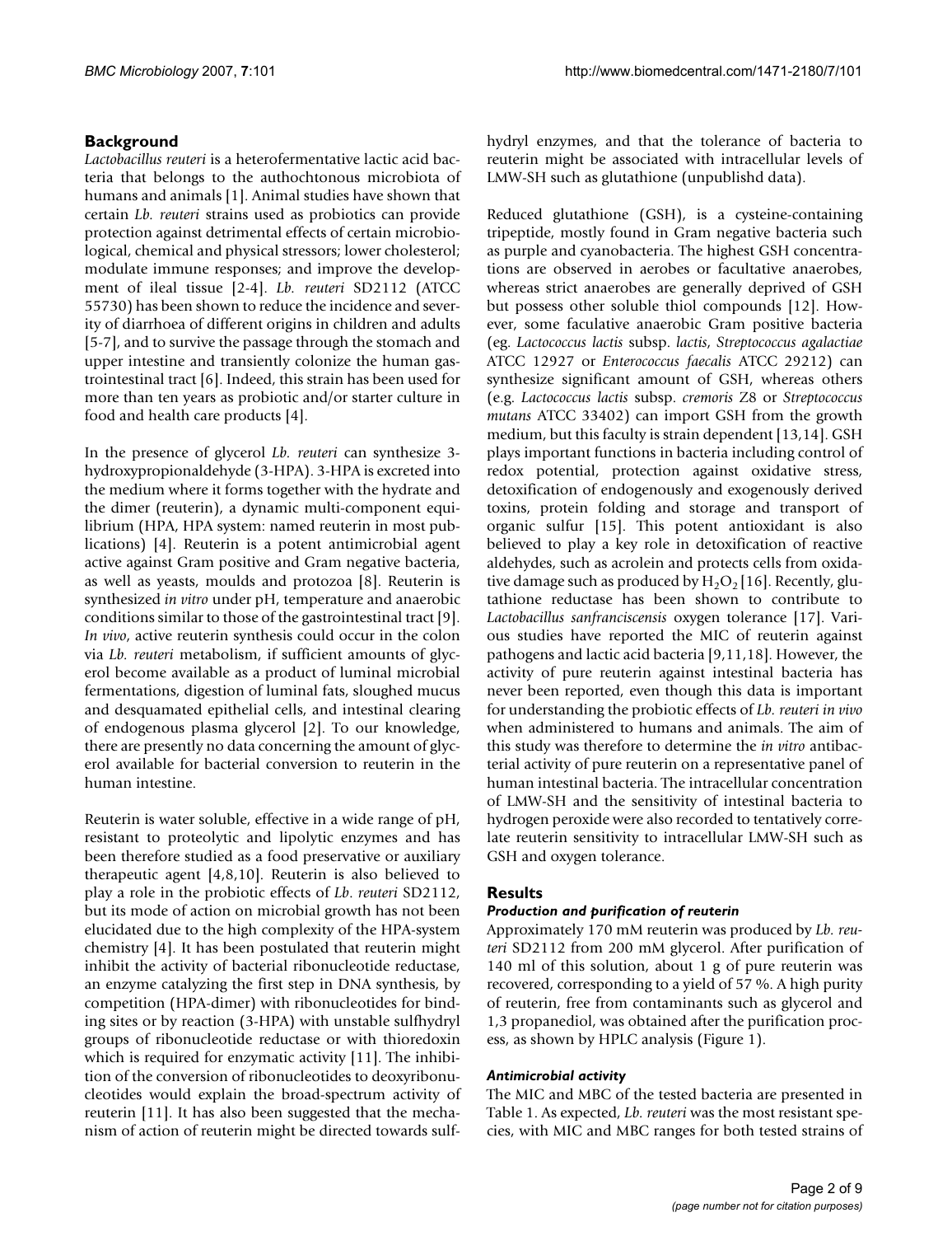## Background

*Lactobacillus reuteri* is a heterofermentative lactic acid bacteria that belongs to the authochtonous microbiota of humans and animals [1]. Animal studies have shown that certain *Lb. reuteri* strains used as probiotics can provide protection against detrimental effects of certain microbiological, chemical and physical stressors; lower cholesterol; modulate immune responses; and improve the development of ileal tissue [2-4]. *Lb. reuteri* SD2112 (ATCC 55730) has been shown to reduce the incidence and severity of diarrhoea of different origins in children and adults [5-7], and to survive the passage through the stomach and upper intestine and transiently colonize the human gastrointestinal tract [6]. Indeed, this strain has been used for more than ten years as probiotic and/or starter culture in food and health care products [4].

In the presence of glycerol *Lb. reuteri* can synthesize 3-hydroxypropionaldehyde (3-HPA). 3-HPA is excreted into the medium where it forms together with the hydrate and the dimer (reuterin), a dynamic multi-component equilibrium (HPA, HPA system: named reuterin in most publications) [4]. Reuterin is a potent antimicrobial agent active against Gram positive and Gram negative bacteria, as well as yeasts, moulds and protozoa [8]. Reuterin is synthesized *in vitro* under pH, temperature and anaerobic conditions similar to those of the gastrointestinal tract [9]. *In vivo*, active reuterin synthesis could occur in the colon via *Lb. reuteri* metabolism, if sufficient amounts of glycerol become available as a product of luminal microbial fermentations, digestion of luminal fats, sloughed mucus and desquamated epithelial cells, and intestinal clearing of endogenous plasma glycerol [2]. To our knowledge, there are presently no data concerning the amount of glycerol available for bacterial conversion to reuterin in the human intestine.

Reuterin is water soluble, effective in a wide range of pH, resistant to proteolytic and lipolytic enzymes and has been therefore studied as a food preservative or auxiliary therapeutic agent [4,8,10]. Reuterin is also believed to play a role in the probiotic effects of *Lb. reuteri* SD2112, but its mode of action on microbial growth has not been elucidated due to the high complexity of the HPA-system chemistry [4]. It has been postulated that reuterin might inhibit the activity of bacterial ribonucleotide reductase, an enzyme catalyzing the first step in DNA synthesis, by competition (HPA-dimer) with ribonucleotides for binding sites or by reaction (3-HPA) with unstable sulfhydryl groups of ribonucleotide reductase or with thioredoxin which is required for enzymatic activity [11]. The inhibition of the conversion of ribonucleotides to deoxyribonucleotides would explain the broad-spectrum activity of reuterin [11]. It has also been suggested that the mechanism of action of reuterin might be directed towards sulfhydryl enzymes, and that the tolerance of bacteria to reuterin might be associated with intracellular levels of LMW-SH such as glutathione (unpublishd data).

Reduced glutathione (GSH), is a cysteine-containing tripeptide, mostly found in Gram negative bacteria such as purple and cyanobacteria. The highest GSH concentrations are observed in aerobes or facultative anaerobes, whereas strict anaerobes are generally deprived of GSH but possess other soluble thiol compounds [12]. However, some faculative anaerobic Gram positive bacteria (eg. *Lactococcus lactis* subsp. *lactis*, *Streptococcus agalactiae* ATCC 12927 or *Enterococcus faecalis* ATCC 29212) can synthesize significant amount of GSH, whereas others (e.g. *Lactococcus lactis* subsp. *cremoris* Z8 or *Streptococcus mutans* ATCC 33402) can import GSH from the growth medium, but this faculty is strain dependent [13,14]. GSH plays important functions in bacteria including control of redox potential, protection against oxidative stress, detoxification of endogenously and exogenously derived toxins, protein folding and storage and transport of organic sulfur [15]. This potent antioxidant is also believed to play a key role in detoxification of reactive aldehydes, such as acrolein and protects cells from oxidative damage such as produced by $H_2O_2$ [16]. Recently, glutathione reductase has been shown to contribute to *Lactobacillus sanfranciscensis* oxygen tolerance [17]. Various studies have reported the MIC of reuterin against pathogens and lactic acid bacteria [9,11,18]. However, the activity of pure reuterin against intestinal bacteria has never been reported, even though this data is important for understanding the probiotic effects of *Lb. reuteri in vivo* when administered to humans and animals. The aim of this study was therefore to determine the *in vitro* antibacterial activity of pure reuterin on a representative panel of human intestinal bacteria. The intracellular concentration of LMW-SH and the sensitivity of intestinal bacteria to hydrogen peroxide were also recorded to tentatively correlate reuterin sensitivity to intracellular LMW-SH such as GSH and oxygen tolerance.

## Results

### *Production and purification of reuterin*

Approximately 170 mM reuterin was produced by *Lb. reuteri* SD2112 from 200 mM glycerol. After purification of 140 ml of this solution, about 1 g of pure reuterin was recovered, corresponding to a yield of 57 %. A high purity of reuterin, free from contaminants such as glycerol and 1,3 propanediol, was obtained after the purification process, as shown by HPLC analysis (Figure 1).

### *Antimicrobial activity*

The MIC and MBC of the tested bacteria are presented in Table 1. As expected, *Lb. reuteri* was the most resistant species, with MIC and MBC ranges for both tested strains of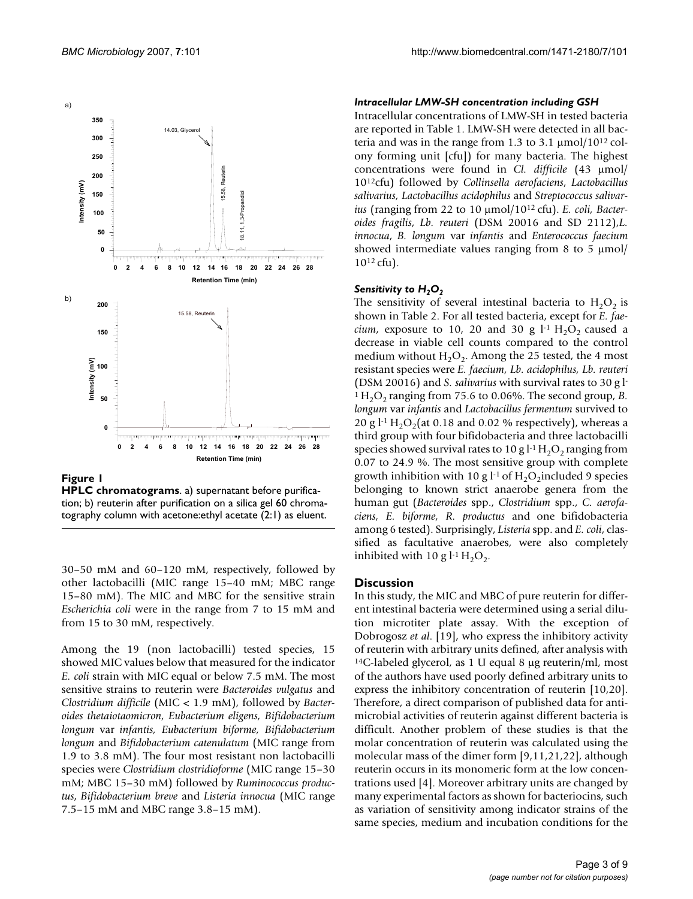**Figure 1**

**HPLC chromatograms**. a) supernatant before purification; b) reuterin after purification on a silica gel 60 chromatography column with acetone:ethyl acetate (2:1) as eluent.

30–50 mM and 60–120 mM, respectively, followed by other lactobacilli (MIC range 15–40 mM; MBC range 15–80 mM). The MIC and MBC for the sensitive strain *Escherichia coli* were in the range from 7 to 15 mM and from 15 to 30 mM, respectively.

Among the 19 (non lactobacilli) tested species, 15 showed MIC values below that measured for the indicator *E. coli* strain with MIC equal or below 7.5 mM. The most sensitive strains to reuterin were *Bacteroides vulgatus* and *Clostridium difficile* (MIC < 1.9 mM), followed by *Bacteroides thetaiotaomicron, Eubacterium eligens, Bifidobacterium longum* var *infantis, Eubacterium biforme, Bifidobacterium longum* and *Bifidobacterium catenulatum* (MIC range from 1.9 to 3.8 mM). The four most resistant non lactobacilli species were *Clostridium clostridioforme* (MIC range 15–30 mM; MBC 15–30 mM) followed by *Ruminococcus productus, Bifidobacterium breve* and *Listeria innocua* (MIC range 7.5–15 mM and MBC range 3.8–15 mM).

### *Intracellular LMW-SH concentration including GSH*

Intracellular concentrations of LMW-SH in tested bacteria are reported in Table 1. LMW-SH were detected in all bacteria and was in the range from 1.3 to 3.1 μmol/$10^{12}$ colony forming unit [cfu]) for many bacteria. The highest concentrations were found in *Cl. difficile* (43 μmol/$10^{12}$cfu) followed by *Collinsella aerofaciens*, *Lactobacillus salivarius, Lactobacillus acidophilus* and *Streptococcus salivarius* (ranging from 22 to 10 μmol/$10^{12}$ cfu). *E. coli, Bacteroides fragilis*, *Lb. reuteri* (DSM 20016 and SD 2112),*L. innocua*, *B. longum* var *infantis* and *Enterococcus faecium* showed intermediate values ranging from 8 to 5 μmol/ $10^{12}$ cfu).

### *Sensitivity to $H_2O_2$*

The sensitivity of several intestinal bacteria to $H_2O_2$ is shown in Table 2. For all tested bacteria, except for *E. faecium*, exposure to 10, 20 and 30 g $l^{-1}$ $H_2O_2$ caused a decrease in viable cell counts compared to the control medium without $H_2O_2$. Among the 25 tested, the 4 most resistant species were *E. faecium*, *Lb. acidophilus, Lb. reuteri* (DSM 20016) and *S. salivarius* with survival rates to 30 g $l^{-1}$ $H_2O_2$ ranging from 75.6 to 0.06%. The second group, *B. longum* var *infantis* and *Lactobacillus fermentum* survived to 20 g $l^{-1}$ $H_2O_2$(at 0.18 and 0.02 % respectively), whereas a third group with four bifidobacteria and three lactobacilli species showed survival rates to 10 g $l^{-1}$ $H_2O_2$ ranging from 0.07 to 24.9 %. The most sensitive group with complete growth inhibition with 10 g $l^{-1}$ of $H_2O_2$included 9 species belonging to known strict anaerobe genera from the human gut (*Bacteroides* spp., *Clostridium* spp., *C. aerofaciens, E. biforme, R. productus* and one bifidobacteria among 6 tested). Surprisingly, *Listeria* spp. and *E. coli*, classified as facultative anaerobes, were also completely inhibited with 10 g $l^{-1}$ $H_2O_2$.

## Discussion

In this study, the MIC and MBC of pure reuterin for different intestinal bacteria were determined using a serial dilution microtiter plate assay. With the exception of Dobrogosz *et al*. [19], who express the inhibitory activity of reuterin with arbitrary units defined, after analysis with $^{14}$C-labeled glycerol, as 1 U equal 8 μg reuterin/ml, most of the authors have used poorly defined arbitrary units to express the inhibitory concentration of reuterin [10,20]. Therefore, a direct comparison of published data for antimicrobial activities of reuterin against different bacteria is difficult. Another problem of these studies is that the molar concentration of reuterin was calculated using the molecular mass of the dimer form [9,11,21,22], although reuterin occurs in its monomeric form at the low concentrations used [4]. Moreover arbitrary units are changed by many experimental factors as shown for bacteriocins, such as variation of sensitivity among indicator strains of the same species, medium and incubation conditions for the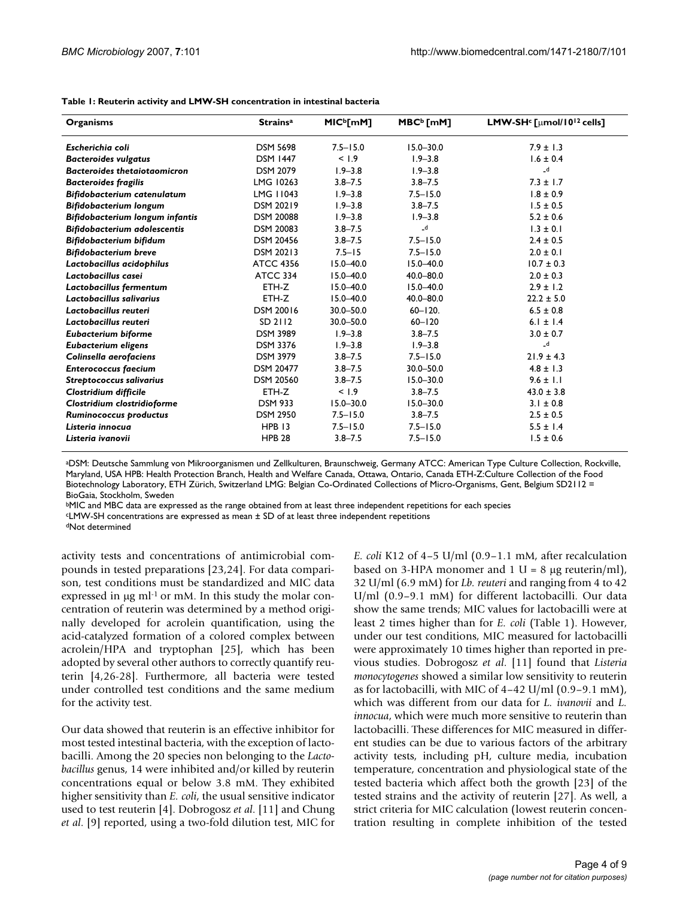**Table 1: Reuterin activity and LMW-SH concentration in intestinal bacteria**

| Organisms | Strains[a] | MIC[b] [mM] | MBC[b] [mM] | LMW-SH[c] [μmol/10[12] cells] |
|---|---|---|---|---|
| *Escherichia coli* | DSM 5698 | 7.5–15.0 | 15.0–30.0 | 7.9 ± 1.3 |
| *Bacteroides vulgatus* | DSM 1447 | < 1.9 | 1.9–3.8 | 1.6 ± 0.4 |
| *Bacteroides thetaiotaomicron* | DSM 2079 | 1.9–3.8 | 1.9–3.8 | -[d] |
| *Bacteroides fragilis* | LMG 10263 | 3.8–7.5 | 3.8–7.5 | 7.3 ± 1.7 |
| *Bifidobacterium catenulatum* | LMG 11043 | 1.9–3.8 | 7.5–15.0 | 1.8 ± 0.9 |
| *Bifidobacterium longum* | DSM 20219 | 1.9–3.8 | 3.8–7.5 | 1.5 ± 0.5 |
| *Bifidobacterium longum infantis* | DSM 20088 | 1.9–3.8 | 1.9–3.8 | 5.2 ± 0.6 |
| *Bifidobacterium adolescentis* | DSM 20083 | 3.8–7.5 | -[d] | 1.3 ± 0.1 |
| *Bifidobacterium bifidum* | DSM 20456 | 3.8–7.5 | 7.5–15.0 | 2.4 ± 0.5 |
| *Bifidobacterium breve* | DSM 20213 | 7.5–15 | 7.5–15.0 | 2.0 ± 0.1 |
| *Lactobacillus acidophilus* | ATCC 4356 | 15.0–40.0 | 15.0–40.0 | 10.7 ± 0.3 |
| *Lactobacillus casei* | ATCC 334 | 15.0–40.0 | 40.0–80.0 | 2.0 ± 0.3 |
| *Lactobacillus fermentum* | ETH-Z | 15.0–40.0 | 15.0–40.0 | 2.9 ± 1.2 |
| *Lactobacillus salivarius* | ETH-Z | 15.0–40.0 | 40.0–80.0 | 22.2 ± 5.0 |
| *Lactobacillus reuteri* | DSM 20016 | 30.0–50.0 | 60–120. | 6.5 ± 0.8 |
| *Lactobacillus reuteri* | SD 2112 | 30.0–50.0 | 60–120 | 6.1 ± 1.4 |
| *Eubacterium biforme* | DSM 3989 | 1.9–3.8 | 3.8–7.5 | 3.0 ± 0.7 |
| *Eubacterium eligens* | DSM 3376 | 1.9–3.8 | 1.9–3.8 | -[d] |
| *Colinsella aerofaciens* | DSM 3979 | 3.8–7.5 | 7.5–15.0 | 21.9 ± 4.3 |
| *Enterococcus faecium* | DSM 20477 | 3.8–7.5 | 30.0–50.0 | 4.8 ± 1.3 |
| *Streptococcus salivarius* | DSM 20560 | 3.8–7.5 | 15.0–30.0 | 9.6 ± 1.1 |
| *Clostridium difficile* | ETH-Z | < 1.9 | 3.8–7.5 | 43.0 ± 3.8 |
| *Clostridium clostridioforme* | DSM 933 | 15.0–30.0 | 15.0–30.0 | 3.1 ± 0.8 |
| *Ruminococcus productus* | DSM 2950 | 7.5–15.0 | 3.8–7.5 | 2.5 ± 0.5 |
| *Listeria innocua* | HPB 13 | 7.5–15.0 | 7.5–15.0 | 5.5 ± 1.4 |
| *Listeria ivanovii* | HPB 28 | 3.8–7.5 | 7.5–15.0 | 1.5 ± 0.6 |

[a]DSM: Deutsche Sammlung von Mikroorganismen und Zellkulturen, Braunschweig, Germany ATCC: American Type Culture Collection, Rockville, Maryland, USA HPB: Health Protection Branch, Health and Welfare Canada, Ottawa, Ontario, Canada ETH-Z:Culture Collection of the Food Biotechnology Laboratory, ETH Zürich, Switzerland LMG: Belgian Co-Ordinated Collections of Micro-Organisms, Gent, Belgium SD2112 = BioGaia, Stockholm, Sweden

[b]MIC and MBC data are expressed as the range obtained from at least three independent repetitions for each species

[c]LMW-SH concentrations are expressed as mean ± SD of at least three independent repetitions

[d]Not determined

activity tests and concentrations of antimicrobial compounds in tested preparations [23,24]. For data comparison, test conditions must be standardized and MIC data expressed in μg ml$^{-1}$ or mM. In this study the molar concentration of reuterin was determined by a method originally developed for acrolein quantification, using the acid-catalyzed formation of a colored complex between acrolein/HPA and tryptophan [25], which has been adopted by several other authors to correctly quantify reuterin [4,26-28]. Furthermore, all bacteria were tested under controlled test conditions and the same medium for the activity test.

Our data showed that reuterin is an effective inhibitor for most tested intestinal bacteria, with the exception of lactobacilli. Among the 20 species non belonging to the *Lactobacillus* genus, 14 were inhibited and/or killed by reuterin concentrations equal or below 3.8 mM. They exhibited higher sensitivity than *E. coli*, the usual sensitive indicator used to test reuterin [4]. Dobrogosz *et al*. [11] and Chung *et al*. [9] reported, using a two-fold dilution test, MIC for *E. coli* K12 of 4–5 U/ml (0.9–1.1 mM, after recalculation based on 3-HPA monomer and 1 U = 8 μg reuterin/ml), 32 U/ml (6.9 mM) for *Lb. reuteri* and ranging from 4 to 42 U/ml (0.9–9.1 mM) for different lactobacilli. Our data show the same trends; MIC values for lactobacilli were at least 2 times higher than for *E. coli* (Table 1). However, under our test conditions, MIC measured for lactobacilli were approximately 10 times higher than reported in previous studies. Dobrogosz *et al*. [11] found that *Listeria monocytogenes* showed a similar low sensitivity to reuterin as for lactobacilli, with MIC of 4–42 U/ml (0.9–9.1 mM), which was different from our data for *L. ivanovii* and *L. innocua*, which were much more sensitive to reuterin than lactobacilli. These differences for MIC measured in different studies can be due to various factors of the arbitrary activity tests, including pH, culture media, incubation temperature, concentration and physiological state of the tested bacteria which affect both the growth [23] of the tested strains and the activity of reuterin [27]. As well, a strict criteria for MIC calculation (lowest reuterin concentration resulting in complete inhibition of the tested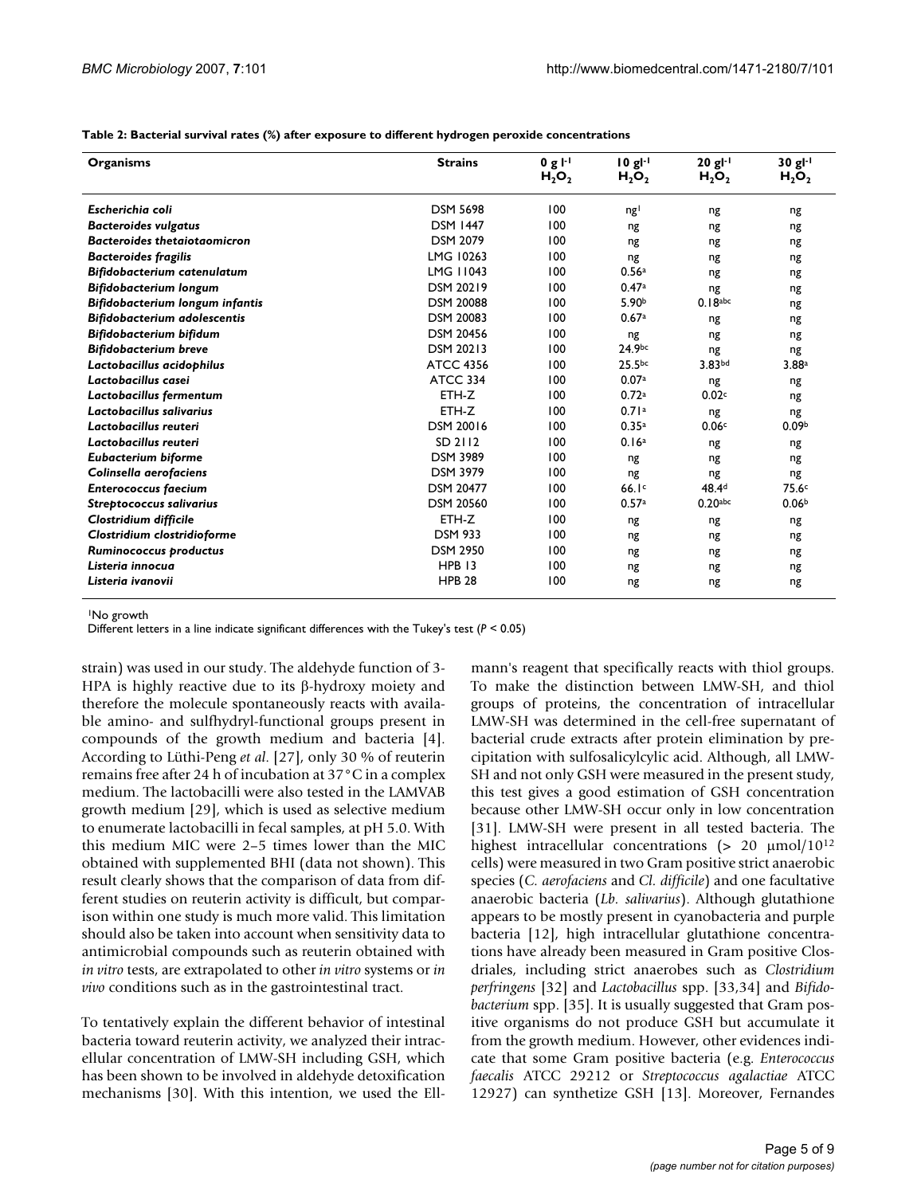**Table 2: Bacterial survival rates (%) after exposure to different hydrogen peroxide concentrations**

| Organisms | Strains | $0\ g\ l^{-1}$ $H_2O_2$ | $10\ gl^{-1}$ $H_2O_2$ | $20\ gl^{-1}$ $H_2O_2$ | $30\ gl^{-1}$ $H_2O_2$ |
|---|---|---|---|---|---|
| *Escherichia coli* | DSM 5698 | 100 | ng[1] | ng | ng |
| *Bacteroides vulgatus* | DSM 1447 | 100 | ng | ng | ng |
| *Bacteroides thetaiotaomicron* | DSM 2079 | 100 | ng | ng | ng |
| *Bacteroides fragilis* | LMG 10263 | 100 | ng | ng | ng |
| *Bifidobacterium catenulatum* | LMG 11043 | 100 | 0.56[a] | ng | ng |
| *Bifidobacterium longum* | DSM 20219 | 100 | 0.47[a] | ng | ng |
| *Bifidobacterium longum infantis* | DSM 20088 | 100 | 5.90[b] | 0.18[abc] | ng |
| *Bifidobacterium adolescentis* | DSM 20083 | 100 | 0.67[a] | ng | ng |
| *Bifidobacterium bifidum* | DSM 20456 | 100 | ng | ng | ng |
| *Bifidobacterium breve* | DSM 20213 | 100 | 24.9[bc] | ng | ng |
| *Lactobacillus acidophilus* | ATCC 4356 | 100 | 25.5[bc] | 3.83[bd] | 3.88[a] |
| *Lactobacillus casei* | ATCC 334 | 100 | 0.07[a] | ng | ng |
| *Lactobacillus fermentum* | ETH-Z | 100 | 0.72[a] | 0.02[c] | ng |
| *Lactobacillus salivarius* | ETH-Z | 100 | 0.71[a] | ng | ng |
| *Lactobacillus reuteri* | DSM 20016 | 100 | 0.35[a] | 0.06[c] | 0.09[b] |
| *Lactobacillus reuteri* | SD 2112 | 100 | 0.16[a] | ng | ng |
| *Eubacterium biforme* | DSM 3989 | 100 | ng | ng | ng |
| *Colinsella aerofaciens* | DSM 3979 | 100 | ng | ng | ng |
| *Enterococcus faecium* | DSM 20477 | 100 | 66.1[c] | 48.4[d] | 75.6[c] |
| *Streptococcus salivarius* | DSM 20560 | 100 | 0.57[a] | 0.20[abc] | 0.06[b] |
| *Clostridium difficile* | ETH-Z | 100 | ng | ng | ng |
| *Clostridium clostridioforme* | DSM 933 | 100 | ng | ng | ng |
| *Ruminococcus productus* | DSM 2950 | 100 | ng | ng | ng |
| *Listeria innocua* | HPB 13 | 100 | ng | ng | ng |
| *Listeria ivanovii* | HPB 28 | 100 | ng | ng | ng |

[1]No growth

Different letters in a line indicate significant differences with the Tukey's test ($P < 0.05$)

strain) was used in our study. The aldehyde function of 3-HPA is highly reactive due to its β-hydroxy moiety and therefore the molecule spontaneously reacts with available amino- and sulfhydryl-functional groups present in compounds of the growth medium and bacteria [4]. According to Lüthi-Peng *et al*. [27], only 30 % of reuterin remains free after 24 h of incubation at 37°C in a complex medium. The lactobacilli were also tested in the LAMVAB growth medium [29], which is used as selective medium to enumerate lactobacilli in fecal samples, at pH 5.0. With this medium MIC were 2–5 times lower than the MIC obtained with supplemented BHI (data not shown). This result clearly shows that the comparison of data from different studies on reuterin activity is difficult, but comparison within one study is much more valid. This limitation should also be taken into account when sensitivity data to antimicrobial compounds such as reuterin obtained with *in vitro* tests, are extrapolated to other *in vitro* systems or *in vivo* conditions such as in the gastrointestinal tract.

To tentatively explain the different behavior of intestinal bacteria toward reuterin activity, we analyzed their intracellular concentration of LMW-SH including GSH, which has been shown to be involved in aldehyde detoxification mechanisms [30]. With this intention, we used the Ellmann's reagent that specifically reacts with thiol groups. To make the distinction between LMW-SH, and thiol groups of proteins, the concentration of intracellular LMW-SH was determined in the cell-free supernatant of bacterial crude extracts after protein elimination by precipitation with sulfosalicylcylic acid. Although, all LMW-SH and not only GSH were measured in the present study, this test gives a good estimation of GSH concentration because other LMW-SH occur only in low concentration [31]. LMW-SH were present in all tested bacteria. The highest intracellular concentrations (> 20 μmol/$10^{12}$ cells) were measured in two Gram positive strict anaerobic species (*C. aerofaciens* and *Cl. difficile*) and one facultative anaerobic bacteria (*Lb. salivarius*). Although glutathione appears to be mostly present in cyanobacteria and purple bacteria [12], high intracellular glutathione concentrations have already been measured in Gram positive Closdriales, including strict anaerobes such as *Clostridium perfringens* [32] and *Lactobacillus* spp. [33,34] and *Bifidobacterium* spp. [35]. It is usually suggested that Gram positive organisms do not produce GSH but accumulate it from the growth medium. However, other evidences indicate that some Gram positive bacteria (e.g. *Enterococcus faecalis* ATCC 29212 or *Streptococcus agalactiae* ATCC 12927) can synthetize GSH [13]. Moreover, Fernandes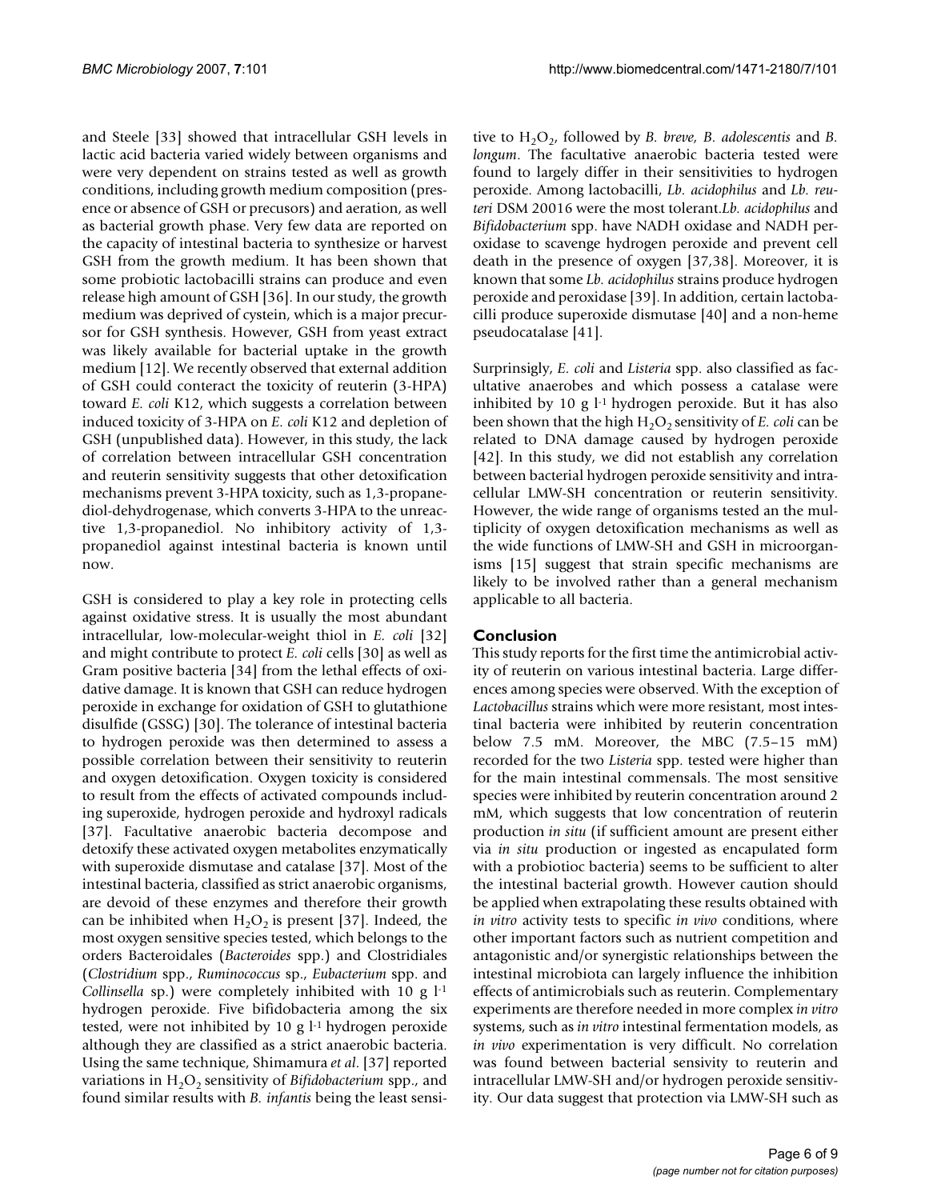and Steele [33] showed that intracellular GSH levels in lactic acid bacteria varied widely between organisms and were very dependent on strains tested as well as growth conditions, including growth medium composition (presence or absence of GSH or precusors) and aeration, as well as bacterial growth phase. Very few data are reported on the capacity of intestinal bacteria to synthesize or harvest GSH from the growth medium. It has been shown that some probiotic lactobacilli strains can produce and even release high amount of GSH [36]. In our study, the growth medium was deprived of cystein, which is a major precursor for GSH synthesis. However, GSH from yeast extract was likely available for bacterial uptake in the growth medium [12]. We recently observed that external addition of GSH could conteract the toxicity of reuterin (3-HPA) toward *E. coli* K12, which suggests a correlation between induced toxicity of 3-HPA on *E. coli* K12 and depletion of GSH (unpublished data). However, in this study, the lack of correlation between intracellular GSH concentration and reuterin sensitivity suggests that other detoxification mechanisms prevent 3-HPA toxicity, such as 1,3-propanediol-dehydrogenase, which converts 3-HPA to the unreactive 1,3-propanediol. No inhibitory activity of 1,3-propanediol against intestinal bacteria is known until now.

GSH is considered to play a key role in protecting cells against oxidative stress. It is usually the most abundant intracellular, low-molecular-weight thiol in *E. coli* [32] and might contribute to protect *E. coli* cells [30] as well as Gram positive bacteria [34] from the lethal effects of oxidative damage. It is known that GSH can reduce hydrogen peroxide in exchange for oxidation of GSH to glutathione disulfide (GSSG) [30]. The tolerance of intestinal bacteria to hydrogen peroxide was then determined to assess a possible correlation between their sensitivity to reuterin and oxygen detoxification. Oxygen toxicity is considered to result from the effects of activated compounds including superoxide, hydrogen peroxide and hydroxyl radicals [37]. Facultative anaerobic bacteria decompose and detoxify these activated oxygen metabolites enzymatically with superoxide dismutase and catalase [37]. Most of the intestinal bacteria, classified as strict anaerobic organisms, are devoid of these enzymes and therefore their growth can be inhibited when $H_2O_2$ is present [37]. Indeed, the most oxygen sensitive species tested, which belongs to the orders Bacteroidales (*Bacteroides* spp.) and Clostridiales (*Clostridium* spp., *Ruminococcus* sp., *Eubacterium* spp. and *Collinsella* sp.) were completely inhibited with 10 g $l^{-1}$ hydrogen peroxide. Five bifidobacteria among the six tested, were not inhibited by 10 g $l^{-1}$ hydrogen peroxide although they are classified as a strict anaerobic bacteria. Using the same technique, Shimamura *et al*. [37] reported variations in $H_2O_2$ sensitivity of *Bifidobacterium* spp., and found similar results with *B. infantis* being the least sensitive to $H_2O_2$, followed by *B. breve, B. adolescentis* and *B. longum*. The facultative anaerobic bacteria tested were found to largely differ in their sensitivities to hydrogen peroxide. Among lactobacilli, *Lb. acidophilus* and *Lb. reuteri* DSM 20016 were the most tolerant.*Lb. acidophilus* and *Bifidobacterium* spp. have NADH oxidase and NADH peroxidase to scavenge hydrogen peroxide and prevent cell death in the presence of oxygen [37,38]. Moreover, it is known that some *Lb. acidophilus* strains produce hydrogen peroxide and peroxidase [39]. In addition, certain lactobacilli produce superoxide dismutase [40] and a non-heme pseudocatalase [41].

Surprinsigly, *E. coli* and *Listeria* spp. also classified as facultative anaerobes and which possess a catalase were inhibited by 10 g $l^{-1}$ hydrogen peroxide. But it has also been shown that the high $H_2O_2$ sensitivity of *E. coli* can be related to DNA damage caused by hydrogen peroxide [42]. In this study, we did not establish any correlation between bacterial hydrogen peroxide sensitivity and intracellular LMW-SH concentration or reuterin sensitivity. However, the wide range of organisms tested an the multiplicity of oxygen detoxification mechanisms as well as the wide functions of LMW-SH and GSH in microorganisms [15] suggest that strain specific mechanisms are likely to be involved rather than a general mechanism applicable to all bacteria.

## Conclusion

This study reports for the first time the antimicrobial activity of reuterin on various intestinal bacteria. Large differences among species were observed. With the exception of *Lactobacillus* strains which were more resistant, most intestinal bacteria were inhibited by reuterin concentration below 7.5 mM. Moreover, the MBC (7.5–15 mM) recorded for the two *Listeria* spp. tested were higher than for the main intestinal commensals. The most sensitive species were inhibited by reuterin concentration around 2 mM, which suggests that low concentration of reuterin production *in situ* (if sufficient amount are present either via *in situ* production or ingested as encapulated form with a probiotioc bacteria) seems to be sufficient to alter the intestinal bacterial growth. However caution should be applied when extrapolating these results obtained with *in vitro* activity tests to specific *in vivo* conditions, where other important factors such as nutrient competition and antagonistic and/or synergistic relationships between the intestinal microbiota can largely influence the inhibition effects of antimicrobials such as reuterin. Complementary experiments are therefore needed in more complex *in vitro* systems, such as *in vitro* intestinal fermentation models, as *in vivo* experimentation is very difficult. No correlation was found between bacterial sensivity to reuterin and intracellular LMW-SH and/or hydrogen peroxide sensitivity. Our data suggest that protection via LMW-SH such as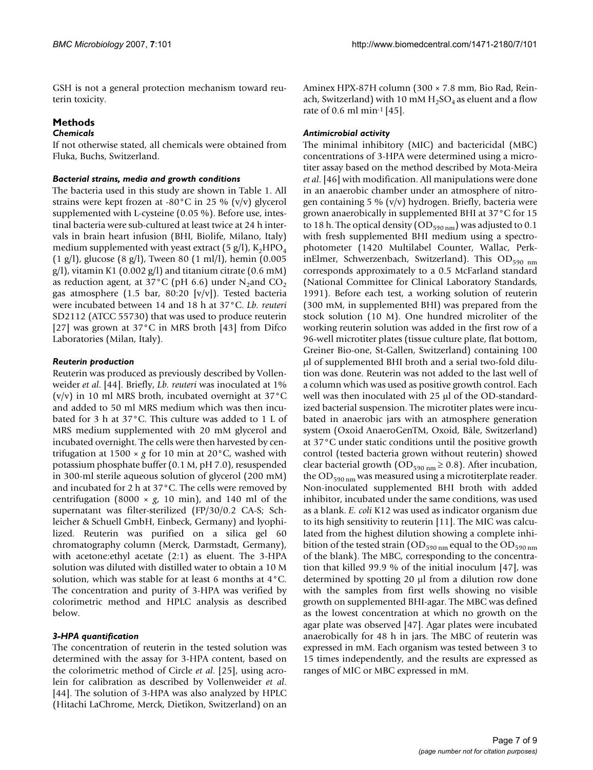GSH is not a general protection mechanism toward reuterin toxicity.

## Methods

### *Chemicals*

If not otherwise stated, all chemicals were obtained from Fluka, Buchs, Switzerland.

### *Bacterial strains, media and growth conditions*

The bacteria used in this study are shown in Table 1. All strains were kept frozen at -80°C in 25 % (v/v) glycerol supplemented with L-cysteine (0.05 %). Before use, intestinal bacteria were sub-cultured at least twice at 24 h intervals in brain heart infusion (BHI, Biolife, Milano, Italy) medium supplemented with yeast extract (5 g/l), $K_2HPO_4$ (1 g/l), glucose (8 g/l), Tween 80 (1 ml/l), hemin (0.005 g/l), vitamin K1 (0.002 g/l) and titanium citrate (0.6 mM) as reduction agent, at 37°C (pH 6.6) under $N_2$and $CO_2$ gas atmosphere (1.5 bar, 80:20 [v/v]). Tested bacteria were incubated between 14 and 18 h at 37°C. *Lb. reuteri* SD2112 (ATCC 55730) that was used to produce reuterin [27] was grown at 37°C in MRS broth [43] from Difco Laboratories (Milan, Italy).

### *Reuterin production*

Reuterin was produced as previously described by Vollenweider *et al*. [44]. Briefly, *Lb. reuteri* was inoculated at 1% (v/v) in 10 ml MRS broth, incubated overnight at 37°C and added to 50 ml MRS medium which was then incubated for 3 h at 37°C. This culture was added to 1 L of MRS medium supplemented with 20 mM glycerol and incubated overnight. The cells were then harvested by centrifugation at 1500 × *g* for 10 min at 20°C, washed with potassium phosphate buffer (0.1 M, pH 7.0), resuspended in 300-ml sterile aqueous solution of glycerol (200 mM) and incubated for 2 h at 37°C. The cells were removed by centrifugation (8000 × *g*, 10 min), and 140 ml of the supernatant was filter-sterilized (FP/30/0.2 CA-S; Schleicher & Schuell GmbH, Einbeck, Germany) and lyophilized. Reuterin was purified on a silica gel 60 chromatography column (Merck, Darmstadt, Germany), with acetone:ethyl acetate (2:1) as eluent. The 3-HPA solution was diluted with distilled water to obtain a 10 M solution, which was stable for at least 6 months at 4°C. The concentration and purity of 3-HPA was verified by colorimetric method and HPLC analysis as described below.

### *3-HPA quantification*

The concentration of reuterin in the tested solution was determined with the assay for 3-HPA content, based on the colorimetric method of Circle *et al*. [25], using acrolein for calibration as described by Vollenweider *et al*. [44]. The solution of 3-HPA was also analyzed by HPLC (Hitachi LaChrome, Merck, Dietikon, Switzerland) on an Aminex HPX-87H column (300 × 7.8 mm, Bio Rad, Reinach, Switzerland) with 10 mM $H_2SO_4$ as eluent and a flow rate of 0.6 ml min$^{-1}$ [45].

### *Antimicrobial activity*

The minimal inhibitory (MIC) and bactericidal (MBC) concentrations of 3-HPA were determined using a microtiter assay based on the method described by Mota-Meira *et al*. [46] with modification. All manipulations were done in an anaerobic chamber under an atmosphere of nitrogen containing 5 % (v/v) hydrogen. Briefly, bacteria were grown anaerobically in supplemented BHI at 37°C for 15 to 18 h. The optical density ($OD_{590\ nm}$) was adjusted to 0.1 with fresh supplemented BHI medium using a spectrophotometer (1420 Multilabel Counter, Wallac, PerkinElmer, Schwerzenbach, Switzerland). This $OD_{590\ nm}$ corresponds approximately to a 0.5 McFarland standard (National Committee for Clinical Laboratory Standards, 1991). Before each test, a working solution of reuterin (300 mM, in supplemented BHI) was prepared from the stock solution (10 M). One hundred microliter of the working reuterin solution was added in the first row of a 96-well microtiter plates (tissue culture plate, flat bottom, Greiner Bio-one, St-Gallen, Switzerland) containing 100 μl of supplemented BHI broth and a serial two-fold dilution was done. Reuterin was not added to the last well of a column which was used as positive growth control. Each well was then inoculated with 25 μl of the OD-standardized bacterial suspension. The microtiter plates were incubated in anaerobic jars with an atmosphere generation system (Oxoid AnaeroGenTM, Oxoid, Bâle, Switzerland) at 37°C under static conditions until the positive growth control (tested bacteria grown without reuterin) showed clear bacterial growth ($OD_{590\ nm} \geq 0.8$). After incubation, the $OD_{590\ nm}$ was measured using a microtiterplate reader. Non-inoculated supplemented BHI broth with added inhibitor, incubated under the same conditions, was used as a blank. *E. coli* K12 was used as indicator organism due to its high sensitivity to reuterin [11]. The MIC was calculated from the highest dilution showing a complete inhibition of the tested strain ($OD_{590\ nm}$ equal to the $OD_{590\ nm}$ of the blank). The MBC, corresponding to the concentration that killed 99.9 % of the initial inoculum [47], was determined by spotting 20 μl from a dilution row done with the samples from first wells showing no visible growth on supplemented BHI-agar. The MBC was defined as the lowest concentration at which no growth on the agar plate was observed [47]. Agar plates were incubated anaerobically for 48 h in jars. The MBC of reuterin was expressed in mM. Each organism was tested between 3 to 15 times independently, and the results are expressed as ranges of MIC or MBC expressed in mM.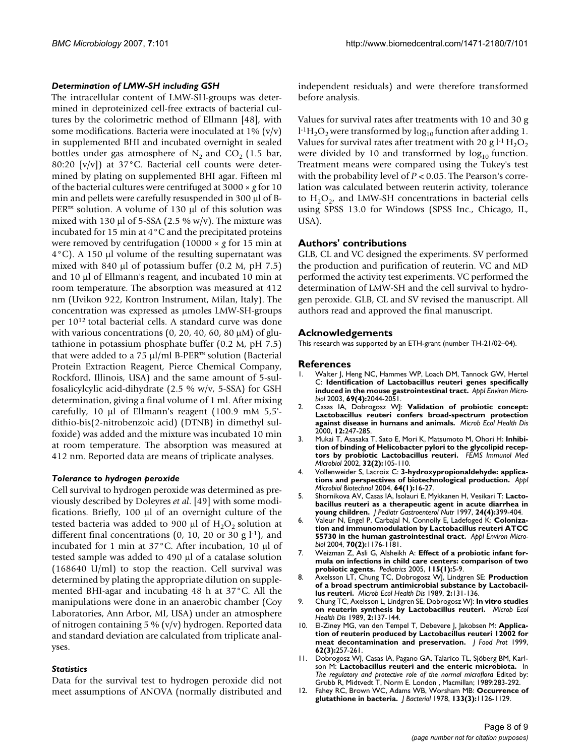### *Determination of LMW-SH including GSH*

The intracellular content of LMW-SH-groups was determined in deproteinized cell-free extracts of bacterial cultures by the colorimetric method of Ellmann [48], with some modifications. Bacteria were inoculated at 1% (v/v) in supplemented BHI and incubated overnight in sealed bottles under gas atmosphere of $N_2$ and $CO_2$ (1.5 bar, 80:20 [v/v]) at 37°C. Bacterial cell counts were determined by plating on supplemented BHI agar. Fifteen ml of the bacterial cultures were centrifuged at 3000 × *g* for 10 min and pellets were carefully resuspended in 300 μl of B-PER™ solution. A volume of 130 μl of this solution was mixed with 130 μl of 5-SSA (2.5 % w/v). The mixture was incubated for 15 min at 4°C and the precipitated proteins were removed by centrifugation (10000 × *g* for 15 min at 4°C). A 150 μl volume of the resulting supernatant was mixed with 840 μl of potassium buffer (0.2 M, pH 7.5) and 10 μl of Ellmann's reagent, and incubated 10 min at room temperature. The absorption was measured at 412 nm (Uvikon 922, Kontron Instrument, Milan, Italy). The concentration was expressed as μmoles LMW-SH-groups per $10^{12}$ total bacterial cells. A standard curve was done with various concentrations (0, 20, 40, 60, 80 μM) of glutathione in potassium phosphate buffer (0.2 M, pH 7.5) that were added to a 75 μl/ml B-PER™ solution (Bacterial Protein Extraction Reagent, Pierce Chemical Company, Rockford, Illinois, USA) and the same amount of 5-sulfosalicylcylic acid-dihydrate (2.5 % w/v, 5-SSA) for GSH determination, giving a final volume of 1 ml. After mixing carefully, 10 μl of Ellmann's reagent (100.9 mM 5,5'-dithio-bis(2-nitrobenzoic acid) (DTNB) in dimethyl sulfoxide) was added and the mixture was incubated 10 min at room temperature. The absorption was measured at 412 nm. Reported data are means of triplicate analyses.

### *Tolerance to hydrogen peroxide*

Cell survival to hydrogen peroxide was determined as previously described by Doleyres *et al*. [49] with some modifications. Briefly, 100 μl of an overnight culture of the tested bacteria was added to 900 μl of $H_2O_2$ solution at different final concentrations (0, 10, 20 or 30 g $l^{-1}$), and incubated for 1 min at 37°C. After incubation, 10 μl of tested sample was added to 490 μl of a catalase solution (168640 U/ml) to stop the reaction. Cell survival was determined by plating the appropriate dilution on supplemented BHI-agar and incubating 48 h at 37°C. All the manipulations were done in an anaerobic chamber (Coy Laboratories, Ann Arbor, MI, USA) under an atmosphere of nitrogen containing 5 % (v/v) hydrogen. Reported data and standard deviation are calculated from triplicate analyses.

### *Statistics*

Data for the survival test to hydrogen peroxide did not meet assumptions of ANOVA (normally distributed and independent residuals) and were therefore transformed before analysis.

Values for survival rates after treatments with 10 and 30 g $l^{-1}H_2O_2$ were transformed by $\log_{10}$ function after adding 1. Values for survival rates after treatment with 20 g $l^{-1}$ $H_2O_2$ were divided by 10 and transformed by $\log_{10}$ function. Treatment means were compared using the Tukey's test with the probability level of $P < 0.05$. The Pearson's correlation was calculated between reuterin activity, tolerance to $H_2O_2$, and LMW-SH concentrations in bacterial cells using SPSS 13.0 for Windows (SPSS Inc., Chicago, IL, USA).

## Authors' contributions

GLB, CL and VC designed the experiments. SV performed the production and purification of reuterin. VC and MD performed the activity test experiments. VC performed the determination of LMW-SH and the cell survival to hydrogen peroxide. GLB, CL and SV revised the manuscript. All authors read and approved the final manuscript.

## Acknowledgements

This research was supported by an ETH-grant (number TH-21/02–04).

## References

1. Walter J, Heng NC, Hammes WP, Loach DM, Tannock GW, Hertel C: **Identification of Lactobacillus reuteri genes specifically induced in the mouse gastrointestinal tract.** *Appl Environ Microbiol* 2003, **69(4):**2044-2051.
2. Casas IA, Dobrogosz WJ: **Validation of probiotic concept: Lactobacillus reuteri confers broad-spectrum protection against disease in humans and animals.** *Microb Ecol Health Dis* 2000, **12:**247-285.
3. Mukai T, Asasaka T, Sato E, Mori K, Matsumoto M, Ohori H: **Inhibition of binding of Helicobacter pylori to the glycolipid receptors by probiotic Lactobacillus reuteri.** *FEMS Immunol Med Microbiol* 2002, **32(2):**105-110.
4. Vollenweider S, Lacroix C: **3-hydroxypropionaldehyde: applications and perspectives of biotechnological production.** *Appl Microbiol Biotechnol* 2004, **64(1):**16-27.
5. Shornikova AV, Casas IA, Isolauri E, Mykkanen H, Vesikari T: **Lactobacillus reuteri as a therapeutic agent in acute diarrhea in young children.** *J Pediatr Gastroenterol Nutr* 1997, **24(4):**399-404.
6. Valeur N, Engel P, Carbajal N, Connolly E, Ladefoged K: **Colonization and immunomodulation by Lactobacillus reuteri ATCC 55730 in the human gastrointestinal tract.** *Appl Environ Microbiol* 2004, **70(2):**1176-1181.
7. Weizman Z, Asli G, Alsheikh A: **Effect of a probiotic infant formula on infections in child care centers: comparison of two probiotic agents.** *Pediatrics* 2005, **115(1):**5-9.
8. Axelsson LT, Chung TC, Dobrogosz WJ, Lindgren SE: **Production of a broad spectrum antimicrobial substance by Lactobacillus reuteri.** *Microb Ecol Health Dis* 1989, **2:**131-136.
9. Chung TC, Axelsson L, Lindgren SE, Dobrogosz WJ: **In vitro studies on reuterin synthesis by Lactobacillus reuteri.** *Microb Ecol Health Dis* 1989, **2:**137-144.
10. El-Ziney MG, van den Tempel T, Debevere J, Jakobsen M: **Application of reuterin produced by Lactobacillus reuteri 12002 for meat decontamination and preservation.** *J Food Prot* 1999, **62(3):**257-261.
11. Dobrogosz WJ, Casas IA, Pagano GA, Talarico TL, Sjöberg BM, Karlson M: **Lactobacillus reuteri and the enteric microbiota.** In *The regulatory and protective role of the normal microflora* Edited by: Grubb R, Midtvedt T, Norm E. London , Macmillan; 1989:283-292.
12. Fahey RC, Brown WC, Adams WB, Worsham MB: **Occurrence of glutathione in bacteria.** *J Bacteriol* 1978, **133(3):**1126-1129.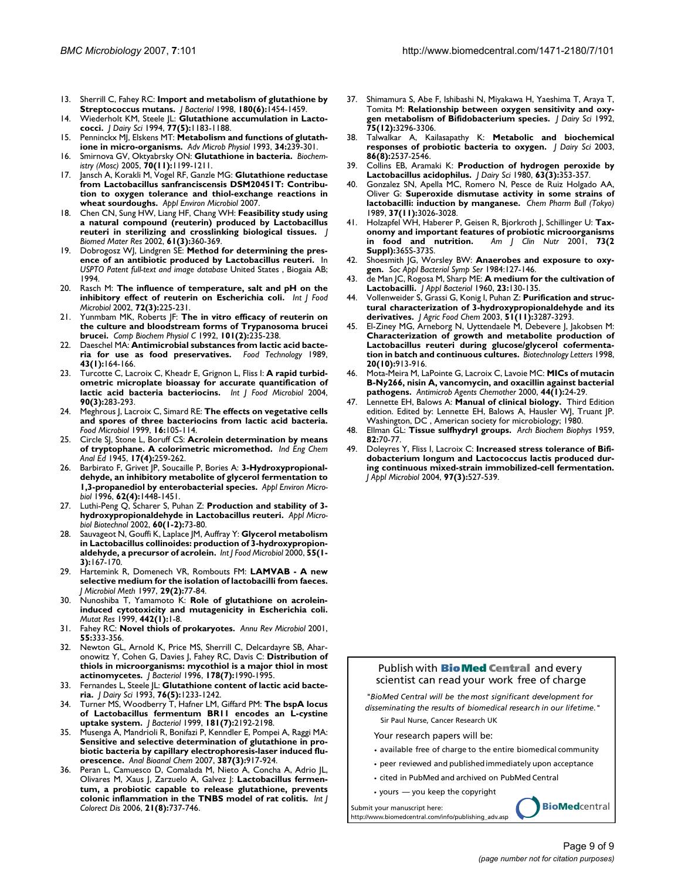13. Sherrill C, Fahey RC: **Import and metabolism of glutathione by Streptococcus mutans.** *J Bacteriol* 1998, **180(6):**1454-1459.
14. Wiederholt KM, Steele JL: **Glutathione accumulation in Lactococci.** *J Dairy Sci* 1994, **77(5):**1183-1188.
15. Penninckx MJ, Elskens MT: **Metabolism and functions of glutathione in micro-organisms.** *Adv Microb Physiol* 1993, **34:**239-301.
16. Smirnova GV, Oktyabrsky ON: **Glutathione in bacteria.** *Biochemistry (Mosc)* 2005, **70(11):**1199-1211.
17. Jansch A, Korakli M, Vogel RF, Ganzle MG: **Glutathione reductase from Lactobacillus sanfranciscensis DSM20451T: Contribution to oxygen tolerance and thiol-exchange reactions in wheat sourdoughs.** *Appl Environ Microbiol* 2007.
18. Chen CN, Sung HW, Liang HF, Chang WH: **Feasibility study using a natural compound (reuterin) produced by Lactobacillus reuteri in sterilizing and crosslinking biological tissues.** *J Biomed Mater Res* 2002, **61(3):**360-369.
19. Dobrogosz WJ, Lindgren SE: **Method for determining the presence of an antibiotic produced by Lactobacillus reuteri.** In *USPTO Patent full-text and image database* United States , Biogaia AB; 1994.
20. Rasch M: **The influence of temperature, salt and pH on the inhibitory effect of reuterin on Escherichia coli.** *Int J Food Microbiol* 2002, **72(3):**225-231.
21. Yunmbam MK, Roberts JF: **The in vitro efficacy of reuterin on the culture and bloodstream forms of Trypanosoma brucei brucei.** *Comp Biochem Physiol C* 1992, **101(2):**235-238.
22. Daeschel MA: **Antimicrobial substances from lactic acid bacteria for use as food preservatives.** *Food Technology* 1989, **43(1):**164-166.
23. Turcotte C, Lacroix C, Kheadr E, Grignon L, Fliss I: **A rapid turbidometric microplate bioassay for accurate quantification of lactic acid bacteria bacteriocins.** *Int J Food Microbiol* 2004, **90(3):**283-293.
24. Meghrous J, Lacroix C, Simard RE: **The effects on vegetative cells and spores of three bacteriocins from lactic acid bacteria.** *Food Microbiol* 1999, **16:**105-114.
25. Circle SJ, Stone L, Boruff CS: **Acrolein determination by means of tryptophane. A colorimetric micromethod.** *Ind Eng Chem Anal Ed* 1945, **17(4):**259-262.
26. Barbirato F, Grivet JP, Soucaille P, Bories A: **3-Hydroxypropionaldehyde, an inhibitory metabolite of glycerol fermentation to 1,3-propanediol by enterobacterial species.** *Appl Environ Microbiol* 1996, **62(4):**1448-1451.
27. Luthi-Peng Q, Scharer S, Puhan Z: **Production and stability of 3-hydroxypropionaldehyde in Lactobacillus reuteri.** *Appl Microbiol Biotechnol* 2002, **60(1-2):**73-80.
28. Sauvageot N, Gouffi K, Laplace JM, Auffray Y: **Glycerol metabolism in Lactobacillus collinoides: production of 3-hydroxypropionaldehyde, a precursor of acrolein.** *Int J Food Microbiol* 2000, **55(1-3):**167-170.
29. Hartemink R, Domenech VR, Rombouts FM: **LAMVAB - A new selective medium for the isolation of lactobacilli from faeces.** *J Microbiol Meth* 1997, **29(2):**77-84.
30. Nunoshiba T, Yamamoto K: **Role of glutathione on acrolein-induced cytotoxicity and mutagenicity in Escherichia coli.** *Mutat Res* 1999, **442(1):**1-8.
31. Fahey RC: **Novel thiols of prokaryotes.** *Annu Rev Microbiol* 2001, **55:**333-356.
32. Newton GL, Arnold K, Price MS, Sherrill C, Delcardayre SB, Aharonowitz Y, Cohen G, Davies J, Fahey RC, Davis C: **Distribution of thiols in microorganisms: mycothiol is a major thiol in most actinomycetes.** *J Bacteriol* 1996, **178(7):**1990-1995.
33. Fernandes L, Steele JL: **Glutathione content of lactic acid bacteria.** *J Dairy Sci* 1993, **76(5):**1233-1242.
34. Turner MS, Woodberry T, Hafner LM, Giffard PM: **The bspA locus of Lactobacillus fermentum BR11 encodes an L-cystine uptake system.** *J Bacteriol* 1999, **181(7):**2192-2198.
35. Musenga A, Mandrioli R, Bonifazi P, Kenndler E, Pompei A, Raggi MA: **Sensitive and selective determination of glutathione in probiotic bacteria by capillary electrophoresis-laser induced fluorescence.** *Anal Bioanal Chem* 2007, **387(3):**917-924.
36. Peran L, Camuesco D, Comalada M, Nieto A, Concha A, Adrio JL, Olivares M, Xaus J, Zarzuelo A, Galvez J: **Lactobacillus fermentum, a probiotic capable to release glutathione, prevents colonic inflammation in the TNBS model of rat colitis.** *Int J Colorect Dis* 2006, **21(8):**737-746.
37. Shimamura S, Abe F, Ishibashi N, Miyakawa H, Yaeshima T, Araya T, Tomita M: **Relationship between oxygen sensitivity and oxygen metabolism of Bifidobacterium species.** *J Dairy Sci* 1992, **75(12):**3296-3306.
38. Talwalkar A, Kailasapathy K: **Metabolic and biochemical responses of probiotic bacteria to oxygen.** *J Dairy Sci* 2003, **86(8):**2537-2546.
39. Collins EB, Aramaki K: **Production of hydrogen peroxide by Lactobacillus acidophilus.** *J Dairy Sci* 1980, **63(3):**353-357.
40. Gonzalez SN, Apella MC, Romero N, Pesce de Ruiz Holgado AA, Oliver G: **Superoxide dismutase activity in some strains of lactobacilli: induction by manganese.** *Chem Pharm Bull (Tokyo)* 1989, **37(11):**3026-3028.
41. Holzapfel WH, Haberer P, Geisen R, Bjorkroth J, Schillinger U: **Taxonomy and important features of probiotic microorganisms in food and nutrition.** *Am J Clin Nutr* 2001, **73(2 Suppl):**365S-373S.
42. Shoesmith JG, Worsley BW: **Anaerobes and exposure to oxygen.** *Soc Appl Bacteriol Symp Ser* 1984:127-146.
43. de Man JC, Rogosa M, Sharp ME: **A medium for the cultivation of Lactobacilli.** *J Appl Bacteriol* 1960, **23:**130-135.
44. Vollenweider S, Grassi G, Konig I, Puhan Z: **Purification and structural characterization of 3-hydroxypropionaldehyde and its derivatives.** *J Agric Food Chem* 2003, **51(11):**3287-3293.
45. El-Ziney MG, Arneborg N, Uyttendaele M, Debevere J, Jakobsen M: **Characterization of growth and metabolite production of Lactobacillus reuteri during glucose/glycerol cofermentation in batch and continuous cultures.** *Biotechnology Letters* 1998, **20(10):**913-916.
46. Mota-Meira M, LaPointe G, Lacroix C, Lavoie MC: **MICs of mutacin B-Ny266, nisin A, vancomycin, and oxacillin against bacterial pathogens.** *Antimicrob Agents Chemother* 2000, **44(1):**24-29.
47. Lennette EH, Balows A: **Manual of clinical biology.** Third Edition edition. Edited by: Lennette EH, Balows A, Hausler WJ, Truant JP. Washington, DC , American society for microbiology; 1980.
48. Ellman GL: **Tissue sulfhydryl groups.** *Arch Biochem Biophys* 1959, **82:**70-77.
49. Doleyres Y, Fliss I, Lacroix C: **Increased stress tolerance of Bifidobacterium longum and Lactococcus lactis produced during continuous mixed-strain immobilized-cell fermentation.** *J Appl Microbiol* 2004, **97(3):**527-539.

Publish with **BioMed Central** and every scientist can read your work free of charge

*"BioMed Central will be the most significant development for disseminating the results of biomedical research in our lifetime."*

Sir Paul Nurse, Cancer Research UK

Your research papers will be:

- available free of charge to the entire biomedical community
- peer reviewed and published immediately upon acceptance
- cited in PubMed and archived on PubMed Central
- yours — you keep the copyright

Submit your manuscript here:
http://www.biomedcentral.com/info/publishing_adv.asp

BioMedcentral